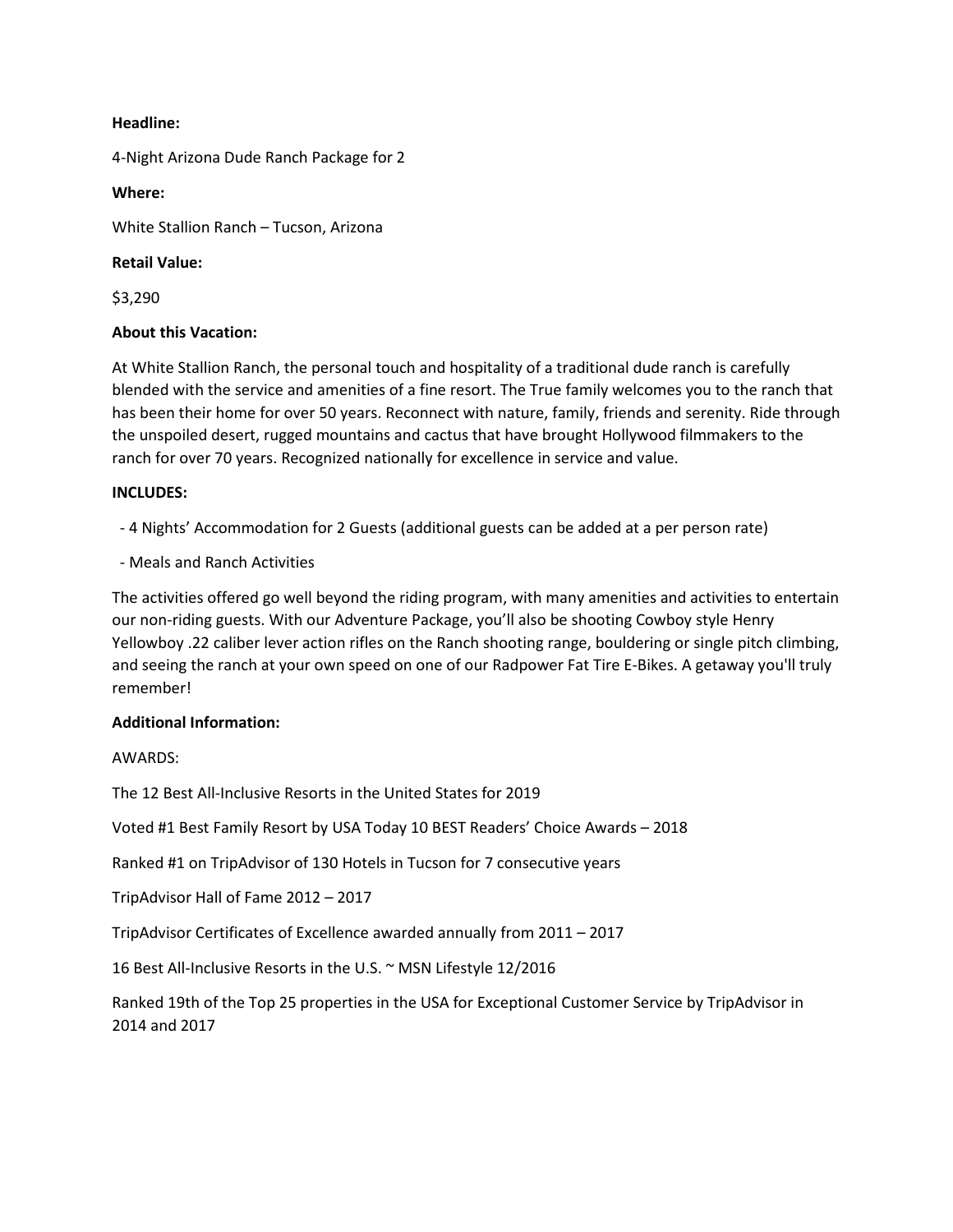**Headline:**

4-Night Arizona Dude Ranch Package for 2

**Where:**

White Stallion Ranch – Tucson, Arizona

**Retail Value:**

$3,290

**About this Vacation:**

At White Stallion Ranch, the personal touch and hospitality of a traditional dude ranch is carefully blended with the service and amenities of a fine resort. The True family welcomes you to the ranch that has been their home for over 50 years. Reconnect with nature, family, friends and serenity. Ride through the unspoiled desert, rugged mountains and cactus that have brought Hollywood filmmakers to the ranch for over 70 years. Recognized nationally for excellence in service and value.

**INCLUDES:**

- 4 Nights' Accommodation for 2 Guests (additional guests can be added at a per person rate)
- Meals and Ranch Activities

The activities offered go well beyond the riding program, with many amenities and activities to entertain our non-riding guests. With our Adventure Package, you'll also be shooting Cowboy style Henry Yellowboy .22 caliber lever action rifles on the Ranch shooting range, bouldering or single pitch climbing, and seeing the ranch at your own speed on one of our Radpower Fat Tire E-Bikes. A getaway you'll truly remember!

**Additional Information:**

AWARDS:

The 12 Best All-Inclusive Resorts in the United States for 2019

Voted #1 Best Family Resort by USA Today 10 BEST Readers' Choice Awards – 2018

Ranked #1 on TripAdvisor of 130 Hotels in Tucson for 7 consecutive years

TripAdvisor Hall of Fame 2012 – 2017

TripAdvisor Certificates of Excellence awarded annually from 2011 – 2017

16 Best All-Inclusive Resorts in the U.S. ~ MSN Lifestyle 12/2016

Ranked 19th of the Top 25 properties in the USA for Exceptional Customer Service by TripAdvisor in 2014 and 2017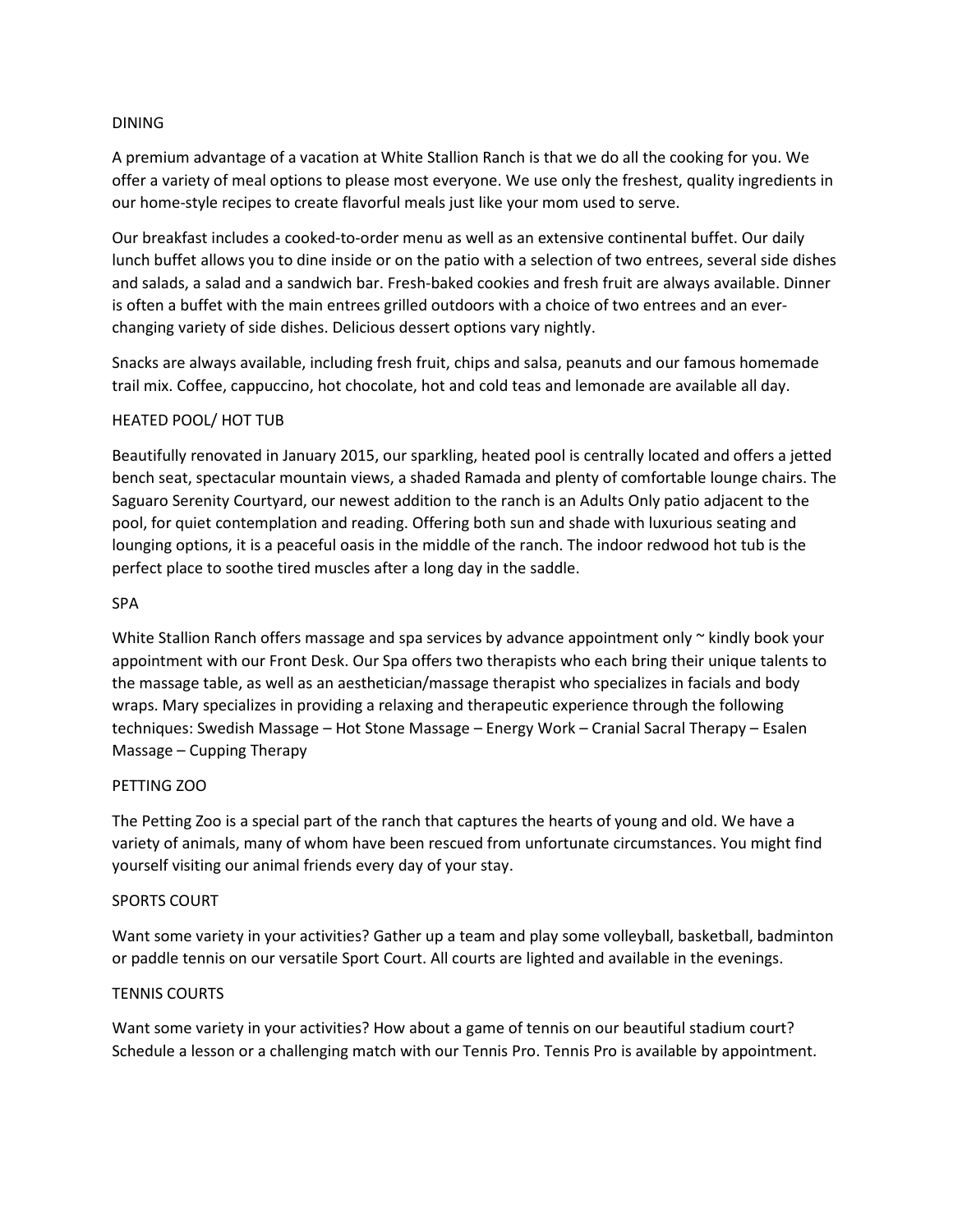## DINING

A premium advantage of a vacation at White Stallion Ranch is that we do all the cooking for you. We offer a variety of meal options to please most everyone. We use only the freshest, quality ingredients in our home-style recipes to create flavorful meals just like your mom used to serve.

Our breakfast includes a cooked-to-order menu as well as an extensive continental buffet. Our daily lunch buffet allows you to dine inside or on the patio with a selection of two entrees, several side dishes and salads, a salad and a sandwich bar. Fresh-baked cookies and fresh fruit are always available. Dinner is often a buffet with the main entrees grilled outdoors with a choice of two entrees and an ever-changing variety of side dishes. Delicious dessert options vary nightly.

Snacks are always available, including fresh fruit, chips and salsa, peanuts and our famous homemade trail mix. Coffee, cappuccino, hot chocolate, hot and cold teas and lemonade are available all day.

## HEATED POOL/ HOT TUB

Beautifully renovated in January 2015, our sparkling, heated pool is centrally located and offers a jetted bench seat, spectacular mountain views, a shaded Ramada and plenty of comfortable lounge chairs. The Saguaro Serenity Courtyard, our newest addition to the ranch is an Adults Only patio adjacent to the pool, for quiet contemplation and reading. Offering both sun and shade with luxurious seating and lounging options, it is a peaceful oasis in the middle of the ranch. The indoor redwood hot tub is the perfect place to soothe tired muscles after a long day in the saddle.

## SPA

White Stallion Ranch offers massage and spa services by advance appointment only ~ kindly book your appointment with our Front Desk. Our Spa offers two therapists who each bring their unique talents to the massage table, as well as an aesthetician/massage therapist who specializes in facials and body wraps. Mary specializes in providing a relaxing and therapeutic experience through the following techniques: Swedish Massage – Hot Stone Massage – Energy Work – Cranial Sacral Therapy – Esalen Massage – Cupping Therapy

## PETTING ZOO

The Petting Zoo is a special part of the ranch that captures the hearts of young and old. We have a variety of animals, many of whom have been rescued from unfortunate circumstances. You might find yourself visiting our animal friends every day of your stay.

## SPORTS COURT

Want some variety in your activities? Gather up a team and play some volleyball, basketball, badminton or paddle tennis on our versatile Sport Court. All courts are lighted and available in the evenings.

## TENNIS COURTS

Want some variety in your activities? How about a game of tennis on our beautiful stadium court? Schedule a lesson or a challenging match with our Tennis Pro. Tennis Pro is available by appointment.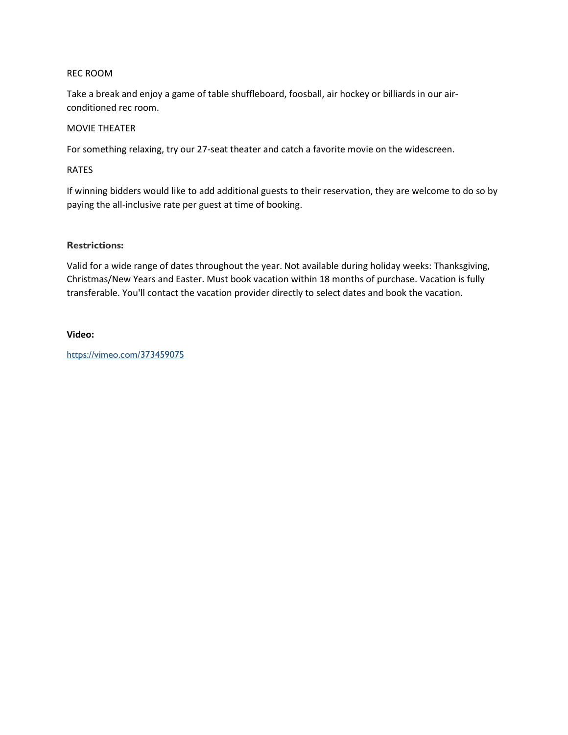REC ROOM

Take a break and enjoy a game of table shuffleboard, foosball, air hockey or billiards in our air-conditioned rec room.

MOVIE THEATER

For something relaxing, try our 27-seat theater and catch a favorite movie on the widescreen.

RATES

If winning bidders would like to add additional guests to their reservation, they are welcome to do so by paying the all-inclusive rate per guest at time of booking.

**Restrictions:**

Valid for a wide range of dates throughout the year. Not available during holiday weeks: Thanksgiving, Christmas/New Years and Easter. Must book vacation within 18 months of purchase. Vacation is fully transferable. You'll contact the vacation provider directly to select dates and book the vacation.

**Video:**

https://vimeo.com/373459075